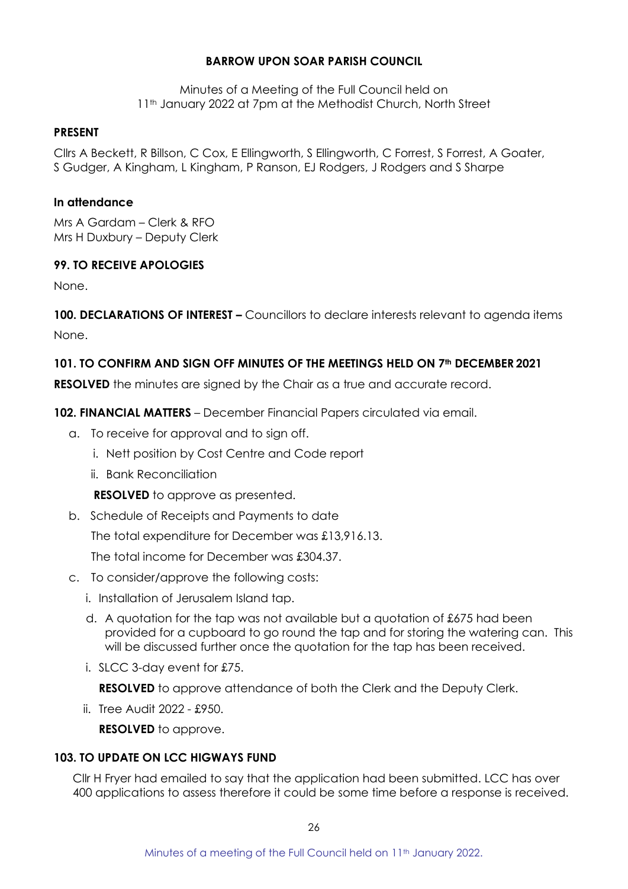**BARROW UPON SOAR PARISH COUNCIL**

Minutes of a Meeting of the Full Council held on
11th January 2022 at 7pm at the Methodist Church, North Street

**PRESENT**

Cllrs A Beckett, R Billson, C Cox, E Ellingworth, S Ellingworth, C Forrest, S Forrest, A Goater, S Gudger, A Kingham, L Kingham, P Ranson, EJ Rodgers, J Rodgers and S Sharpe

**In attendance**

Mrs A Gardam – Clerk & RFO
Mrs H Duxbury – Deputy Clerk

**99. TO RECEIVE APOLOGIES**

None.

**100. DECLARATIONS OF INTEREST –** Councillors to declare interests relevant to agenda items

None.

**101. TO CONFIRM AND SIGN OFF MINUTES OF THE MEETINGS HELD ON 7th DECEMBER 2021**

**RESOLVED** the minutes are signed by the Chair as a true and accurate record.

**102. FINANCIAL MATTERS** – December Financial Papers circulated via email.

a. To receive for approval and to sign off.

   i. Nett position by Cost Centre and Code report

   ii. Bank Reconciliation

   **RESOLVED** to approve as presented.

b. Schedule of Receipts and Payments to date

   The total expenditure for December was £13,916.13.

   The total income for December was £304.37.

c. To consider/approve the following costs:

   i. Installation of Jerusalem Island tap.

   d. A quotation for the tap was not available but a quotation of £675 had been provided for a cupboard to go round the tap and for storing the watering can. This will be discussed further once the quotation for the tap has been received.

   i. SLCC 3-day event for £75.

   **RESOLVED** to approve attendance of both the Clerk and the Deputy Clerk.

   ii. Tree Audit 2022 - £950.

   **RESOLVED** to approve.

**103. TO UPDATE ON LCC HIGWAYS FUND**

Cllr H Fryer had emailed to say that the application had been submitted. LCC has over 400 applications to assess therefore it could be some time before a response is received.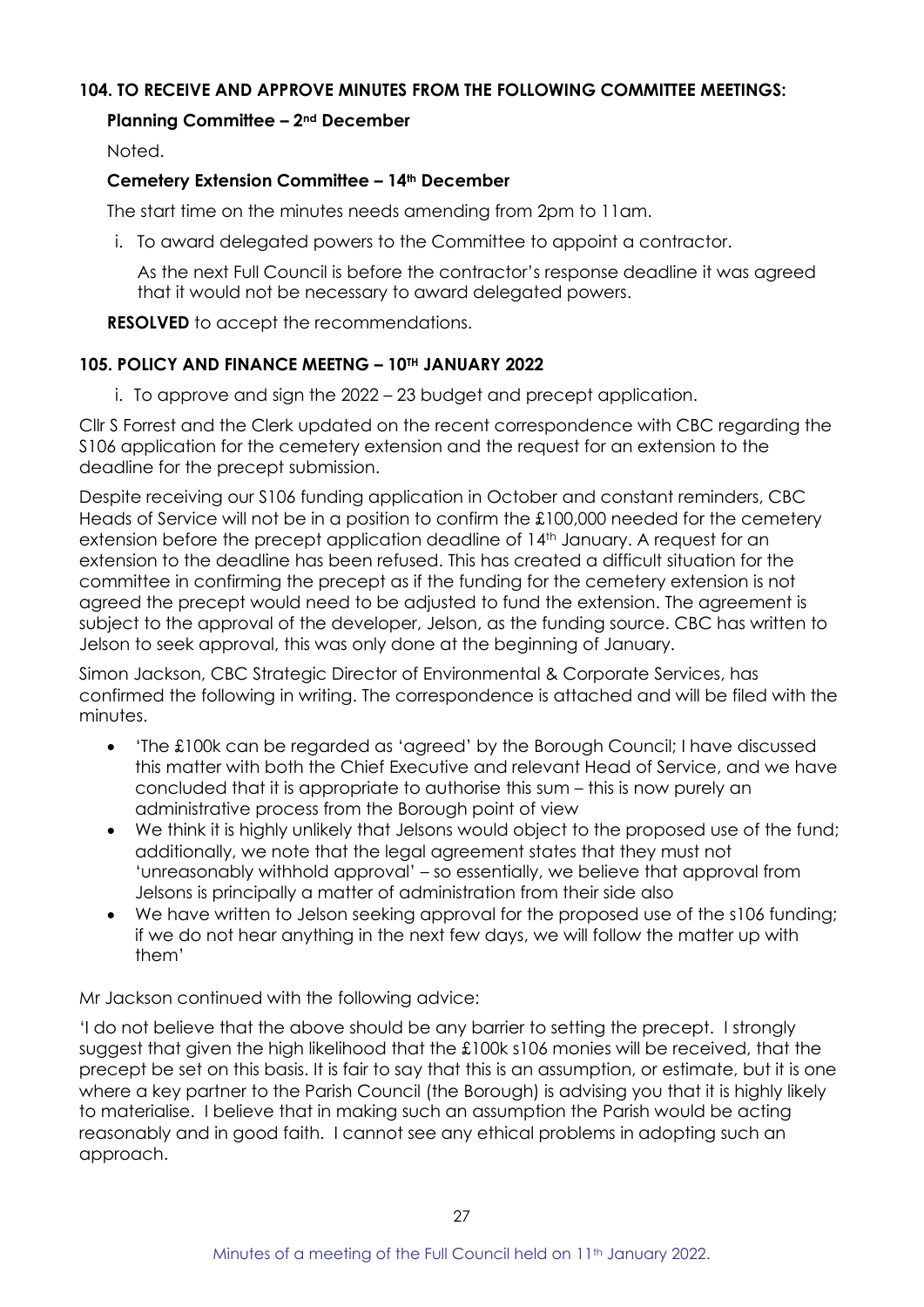### 104. TO RECEIVE AND APPROVE MINUTES FROM THE FOLLOWING COMMITTEE MEETINGS:

**Planning Committee – 2nd December**

Noted.

**Cemetery Extension Committee – 14th December**

The start time on the minutes needs amending from 2pm to 11am.

i. To award delegated powers to the Committee to appoint a contractor.

   As the next Full Council is before the contractor's response deadline it was agreed that it would not be necessary to award delegated powers.

**RESOLVED** to accept the recommendations.

### 105. POLICY AND FINANCE MEETNG – 10TH JANUARY 2022

i. To approve and sign the 2022 – 23 budget and precept application.

Cllr S Forrest and the Clerk updated on the recent correspondence with CBC regarding the S106 application for the cemetery extension and the request for an extension to the deadline for the precept submission.

Despite receiving our S106 funding application in October and constant reminders, CBC Heads of Service will not be in a position to confirm the £100,000 needed for the cemetery extension before the precept application deadline of 14th January. A request for an extension to the deadline has been refused. This has created a difficult situation for the committee in confirming the precept as if the funding for the cemetery extension is not agreed the precept would need to be adjusted to fund the extension. The agreement is subject to the approval of the developer, Jelson, as the funding source. CBC has written to Jelson to seek approval, this was only done at the beginning of January.

Simon Jackson, CBC Strategic Director of Environmental & Corporate Services, has confirmed the following in writing. The correspondence is attached and will be filed with the minutes.

- 'The £100k can be regarded as 'agreed' by the Borough Council; I have discussed this matter with both the Chief Executive and relevant Head of Service, and we have concluded that it is appropriate to authorise this sum – this is now purely an administrative process from the Borough point of view
- We think it is highly unlikely that Jelsons would object to the proposed use of the fund; additionally, we note that the legal agreement states that they must not 'unreasonably withhold approval' – so essentially, we believe that approval from Jelsons is principally a matter of administration from their side also
- We have written to Jelson seeking approval for the proposed use of the s106 funding; if we do not hear anything in the next few days, we will follow the matter up with them'

Mr Jackson continued with the following advice:

'I do not believe that the above should be any barrier to setting the precept. I strongly suggest that given the high likelihood that the £100k s106 monies will be received, that the precept be set on this basis. It is fair to say that this is an assumption, or estimate, but it is one where a key partner to the Parish Council (the Borough) is advising you that it is highly likely to materialise. I believe that in making such an assumption the Parish would be acting reasonably and in good faith. I cannot see any ethical problems in adopting such an approach.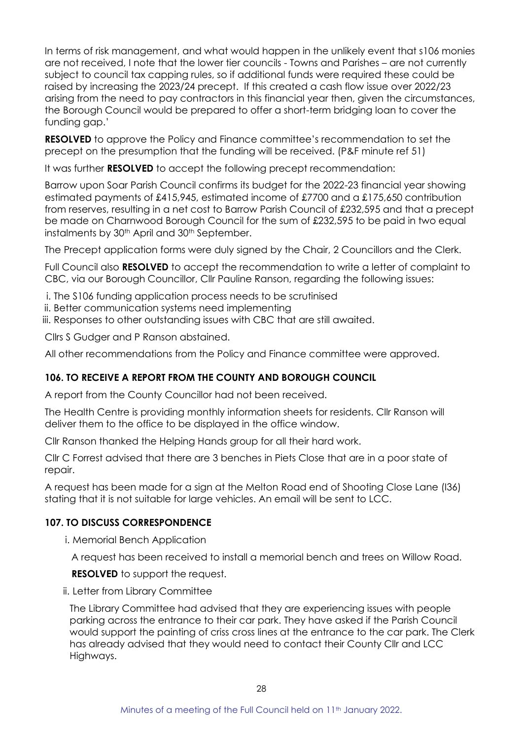In terms of risk management, and what would happen in the unlikely event that s106 monies are not received, I note that the lower tier councils - Towns and Parishes – are not currently subject to council tax capping rules, so if additional funds were required these could be raised by increasing the 2023/24 precept. If this created a cash flow issue over 2022/23 arising from the need to pay contractors in this financial year then, given the circumstances, the Borough Council would be prepared to offer a short-term bridging loan to cover the funding gap.'

**RESOLVED** to approve the Policy and Finance committee's recommendation to set the precept on the presumption that the funding will be received. (P&F minute ref 51)

It was further **RESOLVED** to accept the following precept recommendation:

Barrow upon Soar Parish Council confirms its budget for the 2022-23 financial year showing estimated payments of £415,945, estimated income of £7700 and a £175,650 contribution from reserves, resulting in a net cost to Barrow Parish Council of £232,595 and that a precept be made on Charnwood Borough Council for the sum of £232,595 to be paid in two equal instalments by 30th April and 30th September.

The Precept application forms were duly signed by the Chair, 2 Councillors and the Clerk.

Full Council also **RESOLVED** to accept the recommendation to write a letter of complaint to CBC, via our Borough Councillor, Cllr Pauline Ranson, regarding the following issues:

i. The S106 funding application process needs to be scrutinised
ii. Better communication systems need implementing
iii. Responses to other outstanding issues with CBC that are still awaited.

Cllrs S Gudger and P Ranson abstained.

All other recommendations from the Policy and Finance committee were approved.

## 106. TO RECEIVE A REPORT FROM THE COUNTY AND BOROUGH COUNCIL

A report from the County Councillor had not been received.

The Health Centre is providing monthly information sheets for residents. Cllr Ranson will deliver them to the office to be displayed in the office window.

Cllr Ranson thanked the Helping Hands group for all their hard work.

Cllr C Forrest advised that there are 3 benches in Piets Close that are in a poor state of repair.

A request has been made for a sign at the Melton Road end of Shooting Close Lane (I36) stating that it is not suitable for large vehicles. An email will be sent to LCC.

## 107. TO DISCUSS CORRESPONDENCE

i. Memorial Bench Application

A request has been received to install a memorial bench and trees on Willow Road.

**RESOLVED** to support the request.

ii. Letter from Library Committee

The Library Committee had advised that they are experiencing issues with people parking across the entrance to their car park. They have asked if the Parish Council would support the painting of criss cross lines at the entrance to the car park. The Clerk has already advised that they would need to contact their County Cllr and LCC Highways.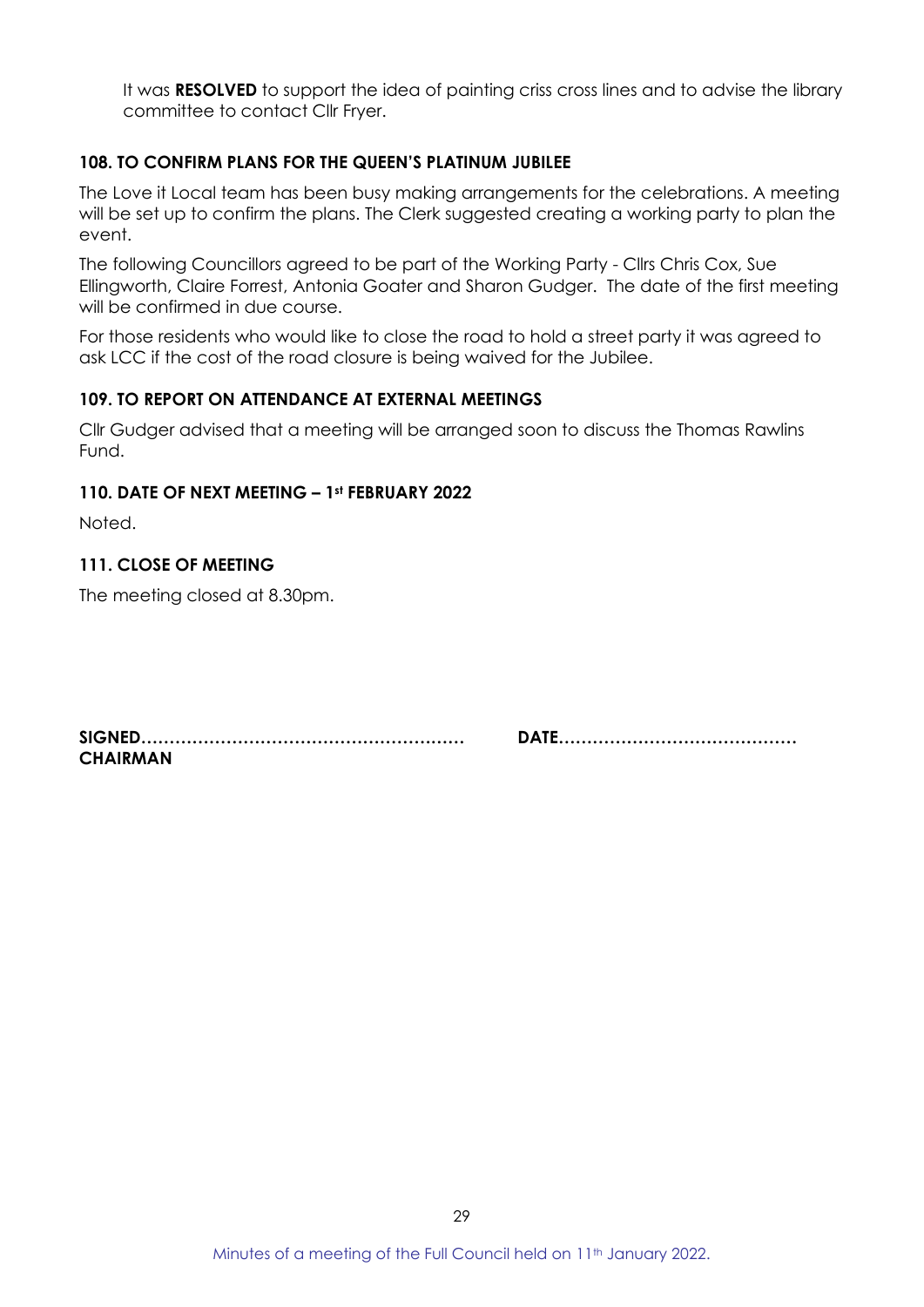It was **RESOLVED** to support the idea of painting criss cross lines and to advise the library committee to contact Cllr Fryer.

### 108. TO CONFIRM PLANS FOR THE QUEEN'S PLATINUM JUBILEE

The Love it Local team has been busy making arrangements for the celebrations. A meeting will be set up to confirm the plans. The Clerk suggested creating a working party to plan the event.

The following Councillors agreed to be part of the Working Party - Cllrs Chris Cox, Sue Ellingworth, Claire Forrest, Antonia Goater and Sharon Gudger. The date of the first meeting will be confirmed in due course.

For those residents who would like to close the road to hold a street party it was agreed to ask LCC if the cost of the road closure is being waived for the Jubilee.

### 109. TO REPORT ON ATTENDANCE AT EXTERNAL MEETINGS

Cllr Gudger advised that a meeting will be arranged soon to discuss the Thomas Rawlins Fund.

### 110. DATE OF NEXT MEETING – 1st FEBRUARY 2022

Noted.

### 111. CLOSE OF MEETING

The meeting closed at 8.30pm.

**SIGNED………………………………………………… DATE……………………………………**
**CHAIRMAN**